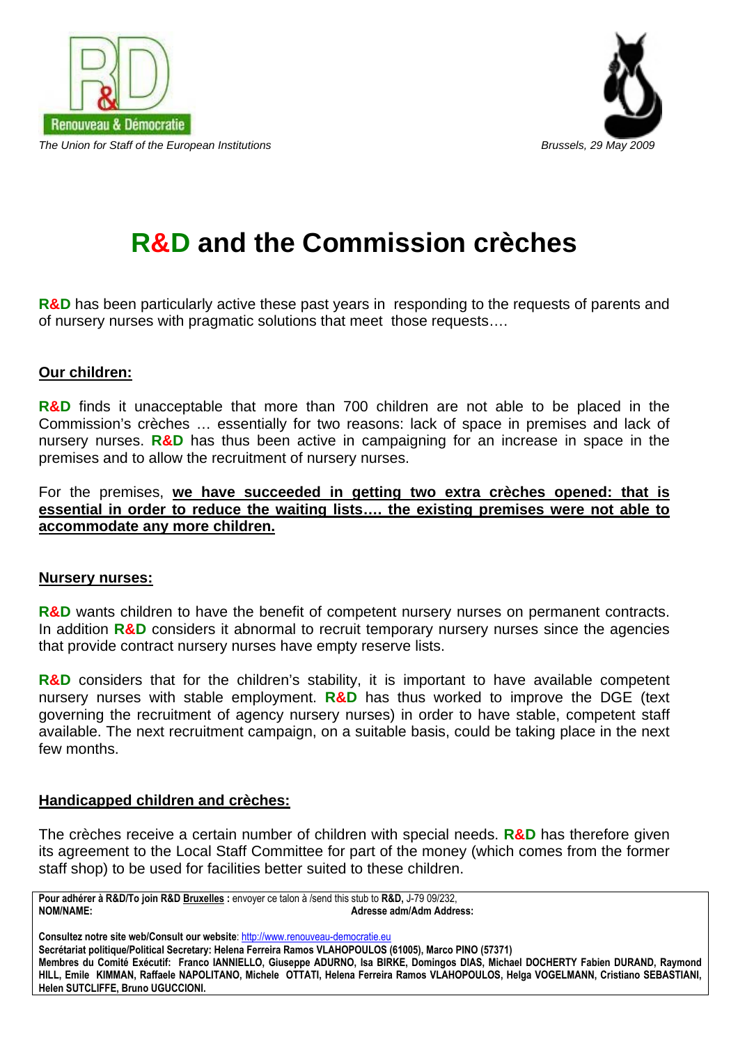Renouveau & Démocratie

*The Union for Staff of the European Institutions*

*Brussels, 29 May 2009*

# R&D and the Commission crèches

**R&D** has been particularly active these past years in responding to the requests of parents and of nursery nurses with pragmatic solutions that meet those requests….

## Our children:

**R&D** finds it unacceptable that more than 700 children are not able to be placed in the Commission's crèches … essentially for two reasons: lack of space in premises and lack of nursery nurses. **R&D** has thus been active in campaigning for an increase in space in the premises and to allow the recruitment of nursery nurses.

For the premises, **we have succeeded in getting two extra crèches opened: that is essential in order to reduce the waiting lists…. the existing premises were not able to accommodate any more children.**

## Nursery nurses:

**R&D** wants children to have the benefit of competent nursery nurses on permanent contracts. In addition **R&D** considers it abnormal to recruit temporary nursery nurses since the agencies that provide contract nursery nurses have empty reserve lists.

**R&D** considers that for the children's stability, it is important to have available competent nursery nurses with stable employment. **R&D** has thus worked to improve the DGE (text governing the recruitment of agency nursery nurses) in order to have stable, competent staff available. The next recruitment campaign, on a suitable basis, could be taking place in the next few months.

## Handicapped children and crèches:

The crèches receive a certain number of children with special needs. **R&D** has therefore given its agreement to the Local Staff Committee for part of the money (which comes from the former staff shop) to be used for facilities better suited to these children.

---

**Pour adhérer à R&D/To join R&D Bruxelles :** envoyer ce talon à /send this stub to **R&D,** J-79 09/232,
**NOM/NAME:** **Adresse adm/Adm Address:**

**Consultez notre site web/Consult our website**: http://www.renouveau-democratie.eu
**Secrétariat politique/Political Secretary: Helena Ferreira Ramos VLAHOPOULOS (61005), Marco PINO (57371)**
**Membres du Comité Exécutif: Franco IANNIELLO, Giuseppe ADURNO, Isa BIRKE, Domingos DIAS, Michael DOCHERTY Fabien DURAND, Raymond HILL, Emile KIMMAN, Raffaele NAPOLITANO, Michele OTTATI, Helena Ferreira Ramos VLAHOPOULOS, Helga VOGELMANN, Cristiano SEBASTIANI, Helen SUTCLIFFE, Bruno UGUCCIONI.**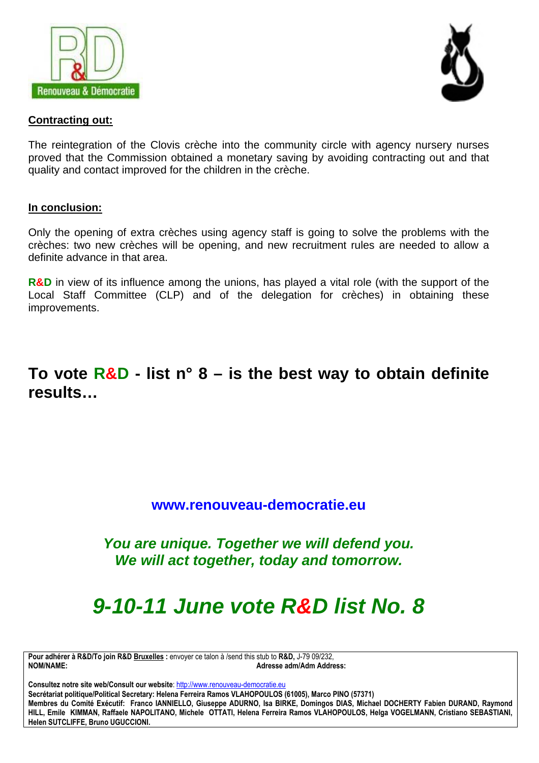**Contracting out:**

The reintegration of the Clovis crèche into the community circle with agency nursery nurses proved that the Commission obtained a monetary saving by avoiding contracting out and that quality and contact improved for the children in the crèche.

**In conclusion:**

Only the opening of extra crèches using agency staff is going to solve the problems with the crèches: two new crèches will be opening, and new recruitment rules are needed to allow a definite advance in that area.

**R&D** in view of its influence among the unions, has played a vital role (with the support of the Local Staff Committee (CLP) and of the delegation for crèches) in obtaining these improvements.

## To vote R&D - list n° 8 – is the best way to obtain definite results…

**www.renouveau-democratie.eu**

***You are unique. Together we will defend you.***
***We will act together, today and tomorrow.***

# *9-10-11 June vote R&D list No. 8*

**Pour adhérer à R&D/To join R&D Bruxelles :** envoyer ce talon à /send this stub to **R&D,** J-79 09/232,
**NOM/NAME:** **Adresse adm/Adm Address:**

**Consultez notre site web/Consult our website**: http://www.renouveau-democratie.eu
**Secrétariat politique/Political Secretary: Helena Ferreira Ramos VLAHOPOULOS (61005), Marco PINO (57371)**
**Membres du Comité Exécutif: Franco IANNIELLO, Giuseppe ADURNO, Isa BIRKE, Domingos DIAS, Michael DOCHERTY Fabien DURAND, Raymond HILL, Emile KIMMAN, Raffaele NAPOLITANO, Michele OTTATI, Helena Ferreira Ramos VLAHOPOULOS, Helga VOGELMANN, Cristiano SEBASTIANI, Helen SUTCLIFFE, Bruno UGUCCIONI.**